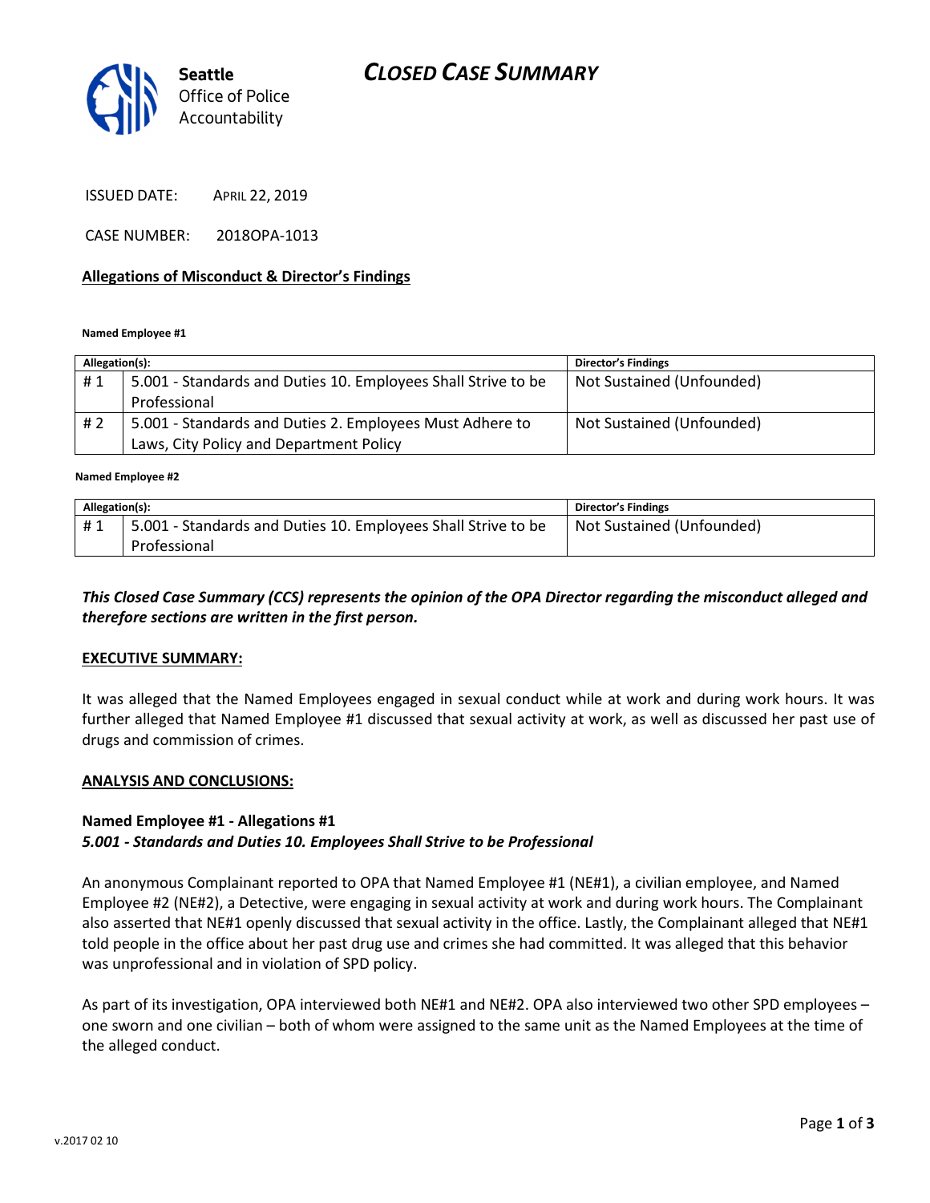# CLOSED CASE SUMMARY

Seattle Office of Police Accountability

ISSUED DATE: APRIL 22, 2019

CASE NUMBER: 2018OPA-1013

## Allegations of Misconduct & Director's Findings

**Named Employee #1**

| Allegation(s): | | Director's Findings |
|---|---|---|
| # 1 | 5.001 - Standards and Duties 10. Employees Shall Strive to be Professional | Not Sustained (Unfounded) |
| # 2 | 5.001 - Standards and Duties 2. Employees Must Adhere to Laws, City Policy and Department Policy | Not Sustained (Unfounded) |

**Named Employee #2**

| Allegation(s): | | Director's Findings |
|---|---|---|
| # 1 | 5.001 - Standards and Duties 10. Employees Shall Strive to be Professional | Not Sustained (Unfounded) |

***This Closed Case Summary (CCS) represents the opinion of the OPA Director regarding the misconduct alleged and therefore sections are written in the first person.***

## EXECUTIVE SUMMARY:

It was alleged that the Named Employees engaged in sexual conduct while at work and during work hours. It was further alleged that Named Employee #1 discussed that sexual activity at work, as well as discussed her past use of drugs and commission of crimes.

## ANALYSIS AND CONCLUSIONS:

**Named Employee #1 - Allegations #1**
***5.001 - Standards and Duties 10. Employees Shall Strive to be Professional***

An anonymous Complainant reported to OPA that Named Employee #1 (NE#1), a civilian employee, and Named Employee #2 (NE#2), a Detective, were engaging in sexual activity at work and during work hours. The Complainant also asserted that NE#1 openly discussed that sexual activity in the office. Lastly, the Complainant alleged that NE#1 told people in the office about her past drug use and crimes she had committed. It was alleged that this behavior was unprofessional and in violation of SPD policy.

As part of its investigation, OPA interviewed both NE#1 and NE#2. OPA also interviewed two other SPD employees – one sworn and one civilian – both of whom were assigned to the same unit as the Named Employees at the time of the alleged conduct.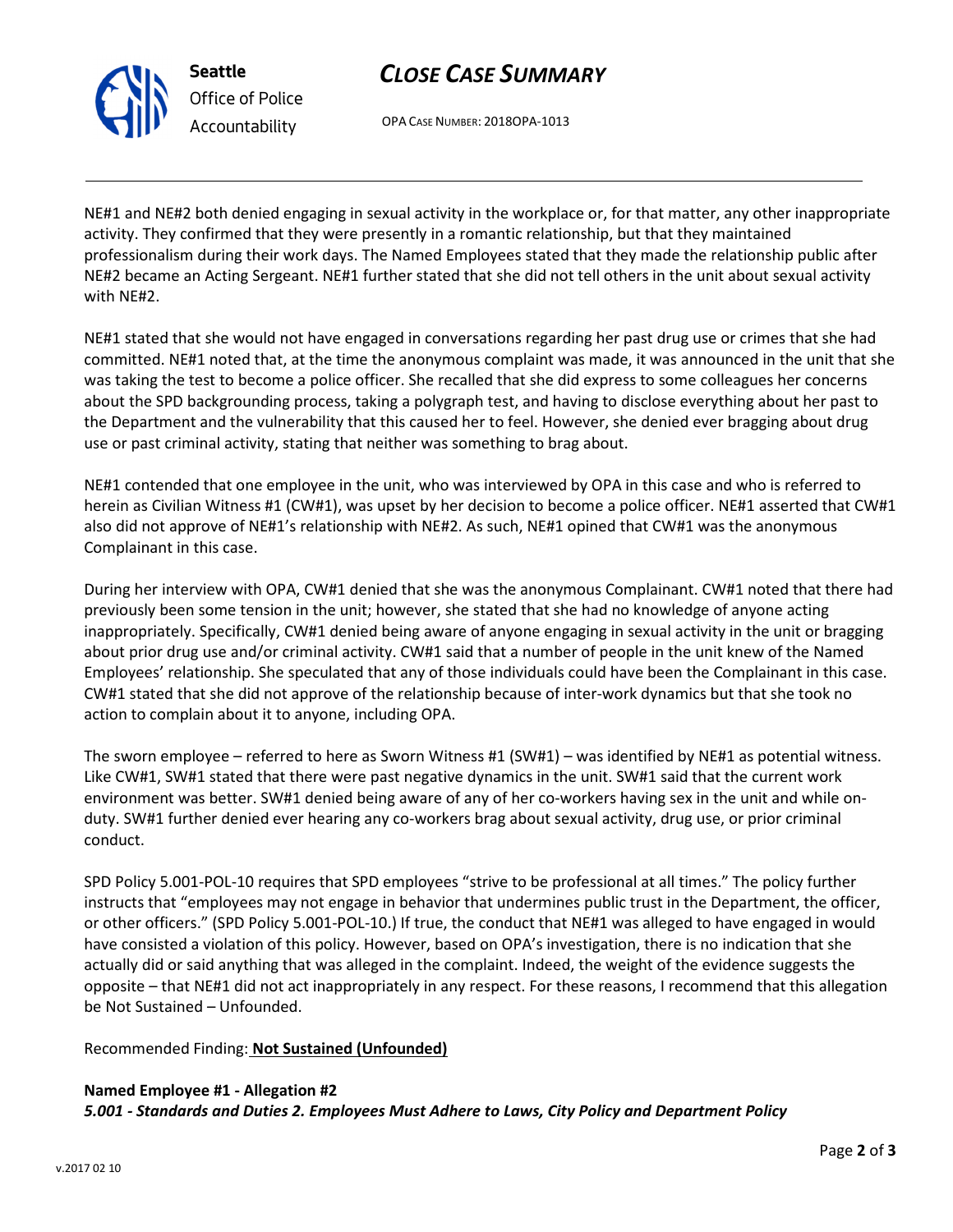NE#1 and NE#2 both denied engaging in sexual activity in the workplace or, for that matter, any other inappropriate activity. They confirmed that they were presently in a romantic relationship, but that they maintained professionalism during their work days. The Named Employees stated that they made the relationship public after NE#2 became an Acting Sergeant. NE#1 further stated that she did not tell others in the unit about sexual activity with NE#2.

NE#1 stated that she would not have engaged in conversations regarding her past drug use or crimes that she had committed. NE#1 noted that, at the time the anonymous complaint was made, it was announced in the unit that she was taking the test to become a police officer. She recalled that she did express to some colleagues her concerns about the SPD backgrounding process, taking a polygraph test, and having to disclose everything about her past to the Department and the vulnerability that this caused her to feel. However, she denied ever bragging about drug use or past criminal activity, stating that neither was something to brag about.

NE#1 contended that one employee in the unit, who was interviewed by OPA in this case and who is referred to herein as Civilian Witness #1 (CW#1), was upset by her decision to become a police officer. NE#1 asserted that CW#1 also did not approve of NE#1's relationship with NE#2. As such, NE#1 opined that CW#1 was the anonymous Complainant in this case.

During her interview with OPA, CW#1 denied that she was the anonymous Complainant. CW#1 noted that there had previously been some tension in the unit; however, she stated that she had no knowledge of anyone acting inappropriately. Specifically, CW#1 denied being aware of anyone engaging in sexual activity in the unit or bragging about prior drug use and/or criminal activity. CW#1 said that a number of people in the unit knew of the Named Employees' relationship. She speculated that any of those individuals could have been the Complainant in this case. CW#1 stated that she did not approve of the relationship because of inter-work dynamics but that she took no action to complain about it to anyone, including OPA.

The sworn employee – referred to here as Sworn Witness #1 (SW#1) – was identified by NE#1 as potential witness. Like CW#1, SW#1 stated that there were past negative dynamics in the unit. SW#1 said that the current work environment was better. SW#1 denied being aware of any of her co-workers having sex in the unit and while on-duty. SW#1 further denied ever hearing any co-workers brag about sexual activity, drug use, or prior criminal conduct.

SPD Policy 5.001-POL-10 requires that SPD employees "strive to be professional at all times." The policy further instructs that "employees may not engage in behavior that undermines public trust in the Department, the officer, or other officers." (SPD Policy 5.001-POL-10.) If true, the conduct that NE#1 was alleged to have engaged in would have consisted a violation of this policy. However, based on OPA's investigation, there is no indication that she actually did or said anything that was alleged in the complaint. Indeed, the weight of the evidence suggests the opposite – that NE#1 did not act inappropriately in any respect. For these reasons, I recommend that this allegation be Not Sustained – Unfounded.

Recommended Finding: **Not Sustained (Unfounded)**

**Named Employee #1 - Allegation #2**
***5.001 - Standards and Duties 2. Employees Must Adhere to Laws, City Policy and Department Policy***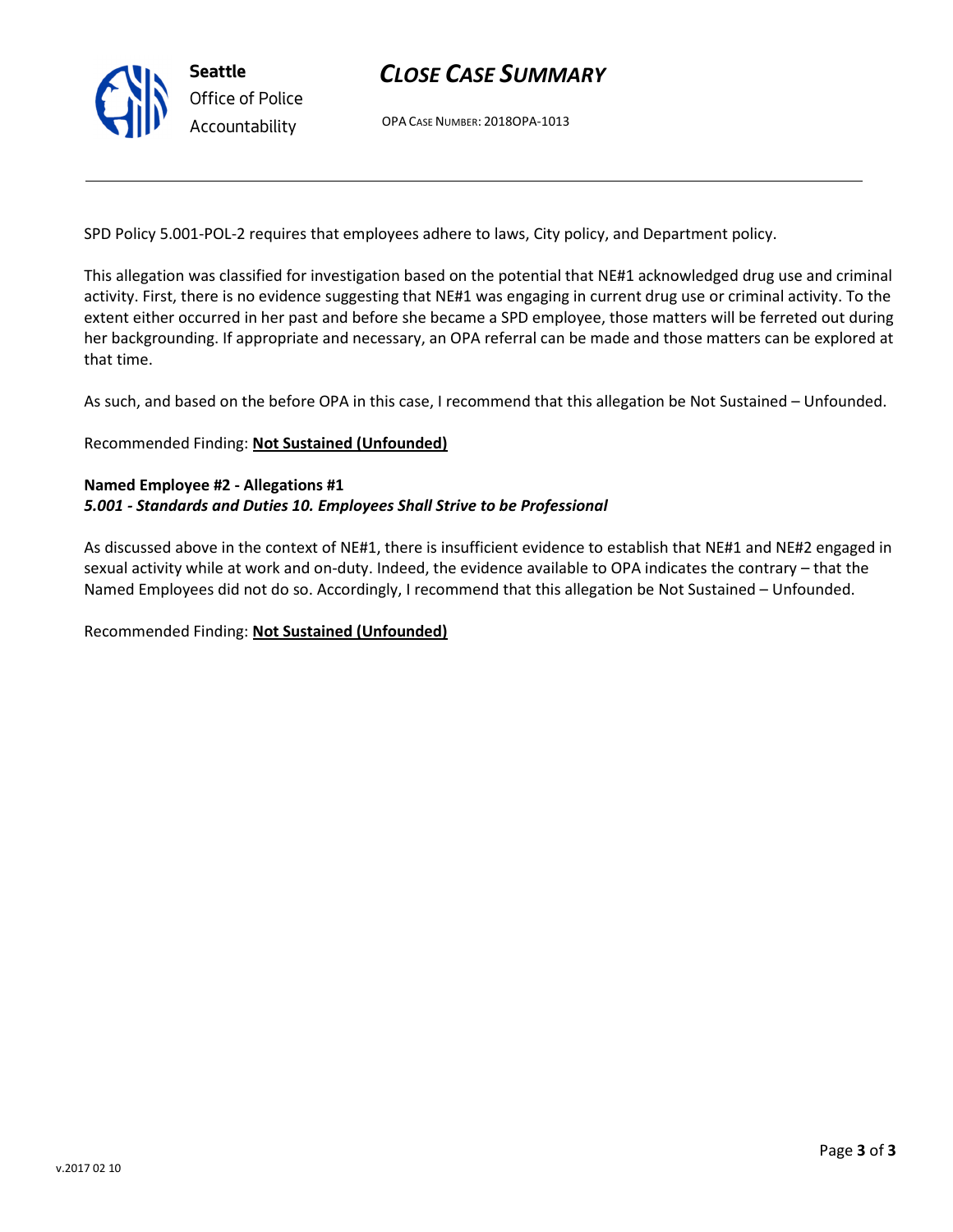SPD Policy 5.001-POL-2 requires that employees adhere to laws, City policy, and Department policy.

This allegation was classified for investigation based on the potential that NE#1 acknowledged drug use and criminal activity. First, there is no evidence suggesting that NE#1 was engaging in current drug use or criminal activity. To the extent either occurred in her past and before she became a SPD employee, those matters will be ferreted out during her backgrounding. If appropriate and necessary, an OPA referral can be made and those matters can be explored at that time.

As such, and based on the before OPA in this case, I recommend that this allegation be Not Sustained – Unfounded.

Recommended Finding: **Not Sustained (Unfounded)**

**Named Employee #2 - Allegations #1**
***5.001 - Standards and Duties 10. Employees Shall Strive to be Professional***

As discussed above in the context of NE#1, there is insufficient evidence to establish that NE#1 and NE#2 engaged in sexual activity while at work and on-duty. Indeed, the evidence available to OPA indicates the contrary – that the Named Employees did not do so. Accordingly, I recommend that this allegation be Not Sustained – Unfounded.

Recommended Finding: **Not Sustained (Unfounded)**